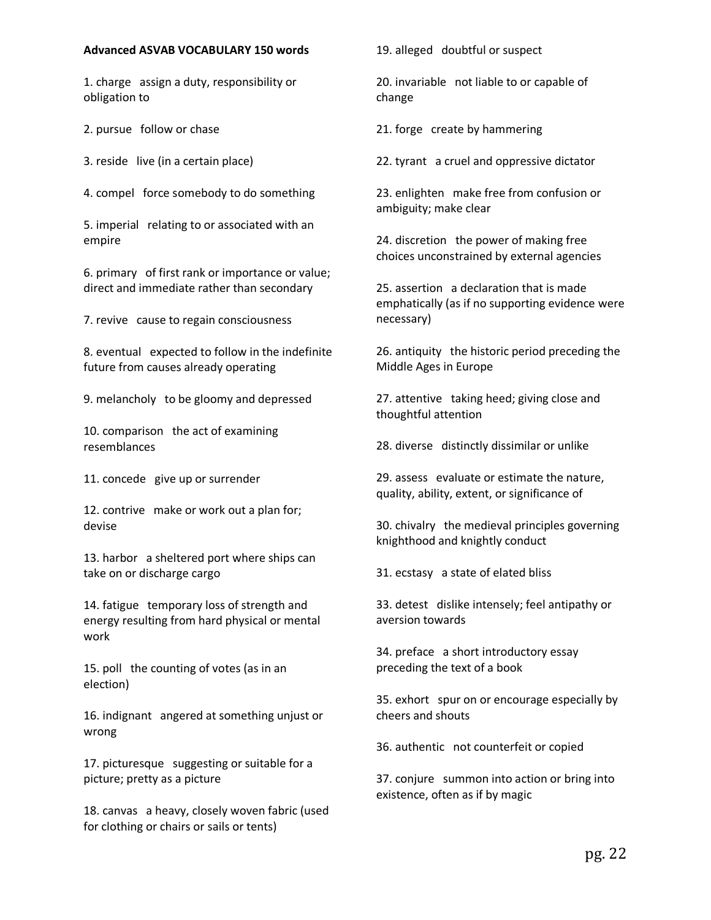**Advanced ASVAB VOCABULARY 150 words**

1. charge   assign a duty, responsibility or obligation to

2. pursue   follow or chase

3. reside   live (in a certain place)

4. compel   force somebody to do something

5. imperial   relating to or associated with an empire

6. primary   of first rank or importance or value; direct and immediate rather than secondary

7. revive   cause to regain consciousness

8. eventual   expected to follow in the indefinite future from causes already operating

9. melancholy   to be gloomy and depressed

10. comparison   the act of examining resemblances

11. concede   give up or surrender

12. contrive   make or work out a plan for; devise

13. harbor   a sheltered port where ships can take on or discharge cargo

14. fatigue   temporary loss of strength and energy resulting from hard physical or mental work

15. poll   the counting of votes (as in an election)

16. indignant   angered at something unjust or wrong

17. picturesque   suggesting or suitable for a picture; pretty as a picture

18. canvas   a heavy, closely woven fabric (used for clothing or chairs or sails or tents)

19. alleged   doubtful or suspect

20. invariable   not liable to or capable of change

21. forge   create by hammering

22. tyrant   a cruel and oppressive dictator

23. enlighten   make free from confusion or ambiguity; make clear

24. discretion   the power of making free choices unconstrained by external agencies

25. assertion   a declaration that is made emphatically (as if no supporting evidence were necessary)

26. antiquity   the historic period preceding the Middle Ages in Europe

27. attentive   taking heed; giving close and thoughtful attention

28. diverse   distinctly dissimilar or unlike

29. assess   evaluate or estimate the nature, quality, ability, extent, or significance of

30. chivalry   the medieval principles governing knighthood and knightly conduct

31. ecstasy   a state of elated bliss

33. detest   dislike intensely; feel antipathy or aversion towards

34. preface   a short introductory essay preceding the text of a book

35. exhort   spur on or encourage especially by cheers and shouts

36. authentic   not counterfeit or copied

37. conjure   summon into action or bring into existence, often as if by magic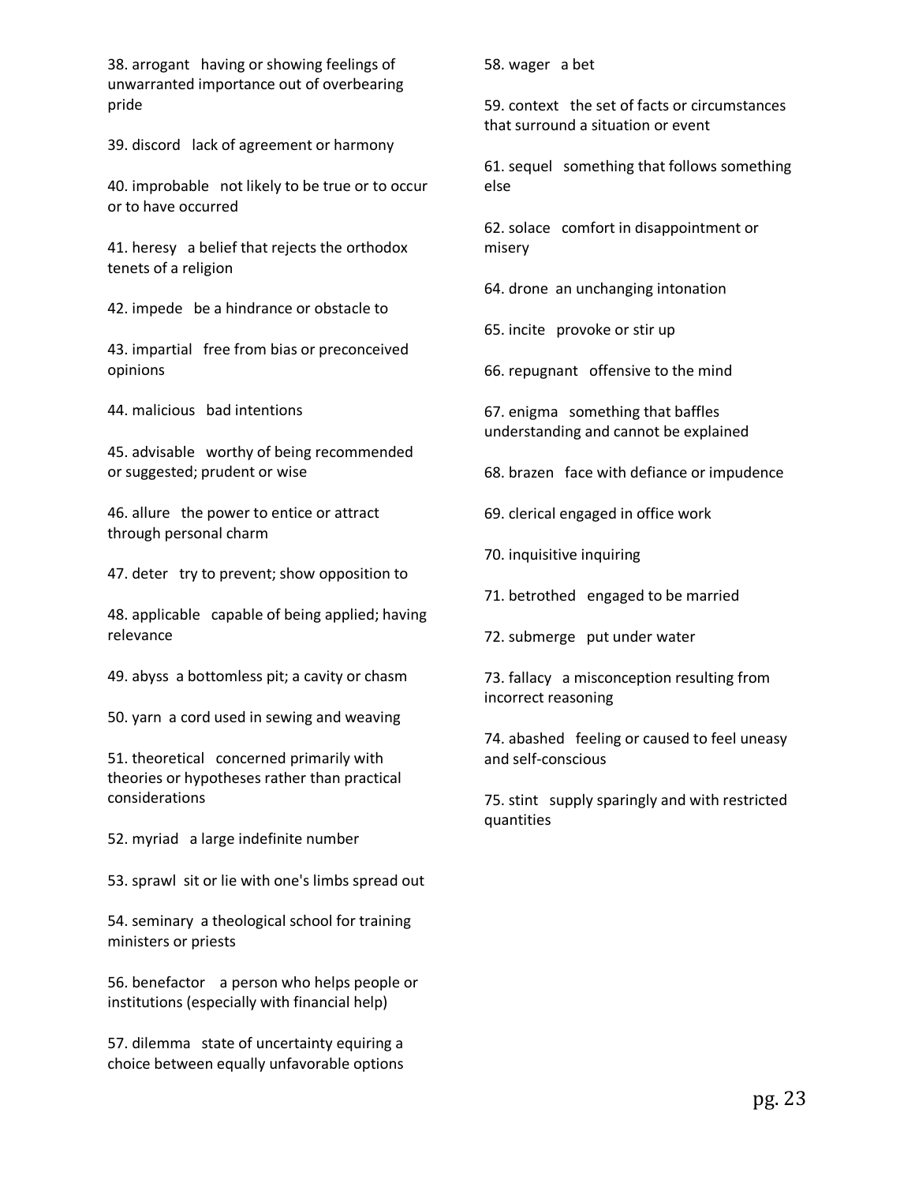38. arrogant   having or showing feelings of unwarranted importance out of overbearing pride

39. discord   lack of agreement or harmony

40. improbable   not likely to be true or to occur or to have occurred

41. heresy   a belief that rejects the orthodox tenets of a religion

42. impede   be a hindrance or obstacle to

43. impartial   free from bias or preconceived opinions

44. malicious   bad intentions

45. advisable   worthy of being recommended or suggested; prudent or wise

46. allure   the power to entice or attract through personal charm

47. deter   try to prevent; show opposition to

48. applicable   capable of being applied; having relevance

49. abyss  a bottomless pit; a cavity or chasm

50. yarn  a cord used in sewing and weaving

51. theoretical   concerned primarily with theories or hypotheses rather than practical considerations

52. myriad   a large indefinite number

53. sprawl  sit or lie with one's limbs spread out

54. seminary  a theological school for training ministers or priests

56. benefactor    a person who helps people or institutions (especially with financial help)

57. dilemma   state of uncertainty equiring a choice between equally unfavorable options

58. wager   a bet

59. context   the set of facts or circumstances that surround a situation or event

61. sequel   something that follows something else

62. solace   comfort in disappointment or misery

64. drone  an unchanging intonation

65. incite   provoke or stir up

66. repugnant   offensive to the mind

67. enigma   something that baffles understanding and cannot be explained

68. brazen   face with defiance or impudence

69. clerical engaged in office work

70. inquisitive inquiring

71. betrothed   engaged to be married

72. submerge   put under water

73. fallacy   a misconception resulting from incorrect reasoning

74. abashed   feeling or caused to feel uneasy and self-conscious

75. stint   supply sparingly and with restricted quantities